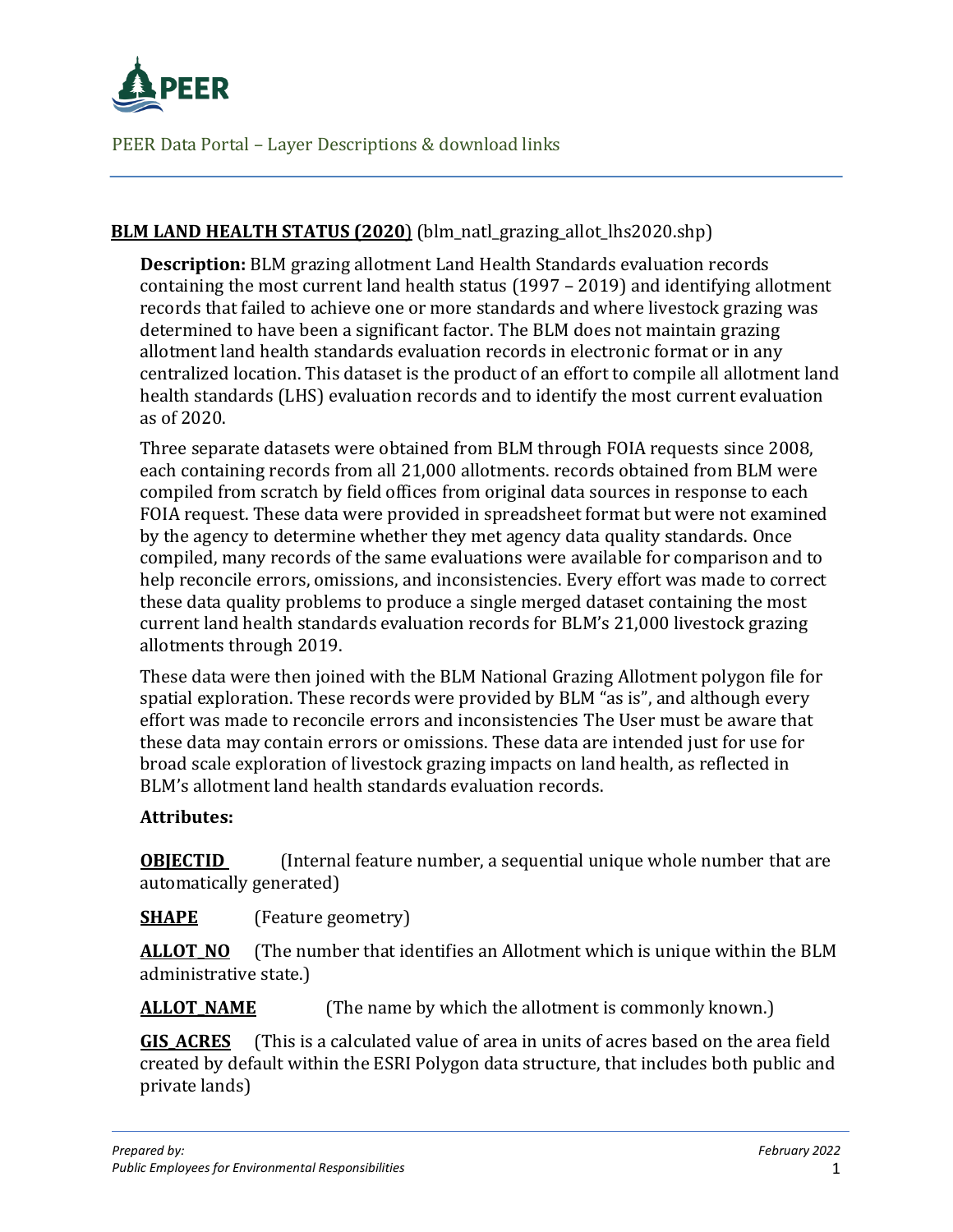PEER Data Portal – Layer Descriptions & download links

## **BLM LAND HEALTH STATUS (2020)** (blm_natl_grazing_allot_lhs2020.shp)

**Description:** BLM grazing allotment Land Health Standards evaluation records containing the most current land health status (1997 – 2019) and identifying allotment records that failed to achieve one or more standards and where livestock grazing was determined to have been a significant factor. The BLM does not maintain grazing allotment land health standards evaluation records in electronic format or in any centralized location. This dataset is the product of an effort to compile all allotment land health standards (LHS) evaluation records and to identify the most current evaluation as of 2020.

Three separate datasets were obtained from BLM through FOIA requests since 2008, each containing records from all 21,000 allotments. records obtained from BLM were compiled from scratch by field offices from original data sources in response to each FOIA request. These data were provided in spreadsheet format but were not examined by the agency to determine whether they met agency data quality standards. Once compiled, many records of the same evaluations were available for comparison and to help reconcile errors, omissions, and inconsistencies. Every effort was made to correct these data quality problems to produce a single merged dataset containing the most current land health standards evaluation records for BLM's 21,000 livestock grazing allotments through 2019.

These data were then joined with the BLM National Grazing Allotment polygon file for spatial exploration. These records were provided by BLM "as is", and although every effort was made to reconcile errors and inconsistencies The User must be aware that these data may contain errors or omissions. These data are intended just for use for broad scale exploration of livestock grazing impacts on land health, as reflected in BLM's allotment land health standards evaluation records.

**Attributes:**

**OBJECTID** (Internal feature number, a sequential unique whole number that are automatically generated)

**SHAPE** (Feature geometry)

**ALLOT_NO** (The number that identifies an Allotment which is unique within the BLM administrative state.)

**ALLOT_NAME** (The name by which the allotment is commonly known.)

**GIS_ACRES** (This is a calculated value of area in units of acres based on the area field created by default within the ESRI Polygon data structure, that includes both public and private lands)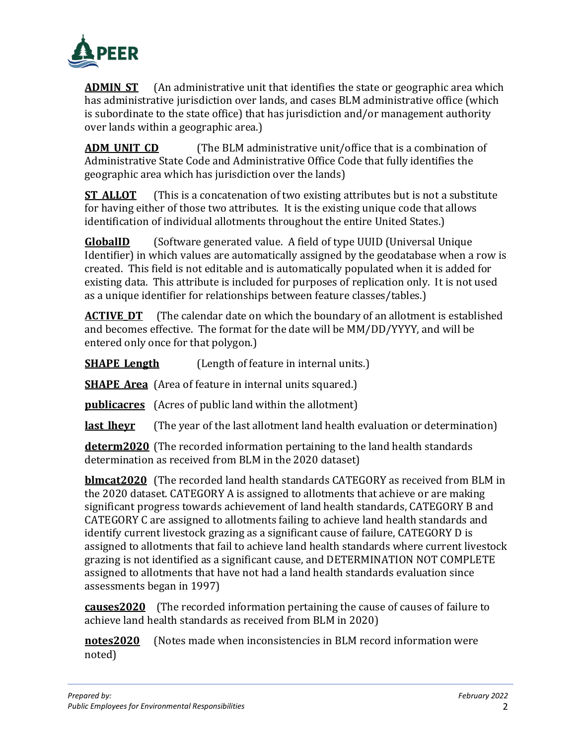**ADMIN_ST** (An administrative unit that identifies the state or geographic area which has administrative jurisdiction over lands, and cases BLM administrative office (which is subordinate to the state office) that has jurisdiction and/or management authority over lands within a geographic area.)

**ADM_UNIT_CD** (The BLM administrative unit/office that is a combination of Administrative State Code and Administrative Office Code that fully identifies the geographic area which has jurisdiction over the lands)

**ST_ALLOT** (This is a concatenation of two existing attributes but is not a substitute for having either of those two attributes. It is the existing unique code that allows identification of individual allotments throughout the entire United States.)

**GlobalID** (Software generated value. A field of type UUID (Universal Unique Identifier) in which values are automatically assigned by the geodatabase when a row is created. This field is not editable and is automatically populated when it is added for existing data. This attribute is included for purposes of replication only. It is not used as a unique identifier for relationships between feature classes/tables.)

**ACTIVE_DT** (The calendar date on which the boundary of an allotment is established and becomes effective. The format for the date will be MM/DD/YYYY, and will be entered only once for that polygon.)

**SHAPE_Length** (Length of feature in internal units.)

**SHAPE_Area** (Area of feature in internal units squared.)

**publicacres** (Acres of public land within the allotment)

**last_lheyr** (The year of the last allotment land health evaluation or determination)

**determ2020** (The recorded information pertaining to the land health standards determination as received from BLM in the 2020 dataset)

**blmcat2020** (The recorded land health standards CATEGORY as received from BLM in the 2020 dataset. CATEGORY A is assigned to allotments that achieve or are making significant progress towards achievement of land health standards, CATEGORY B and CATEGORY C are assigned to allotments failing to achieve land health standards and identify current livestock grazing as a significant cause of failure, CATEGORY D is assigned to allotments that fail to achieve land health standards where current livestock grazing is not identified as a significant cause, and DETERMINATION NOT COMPLETE assigned to allotments that have not had a land health standards evaluation since assessments began in 1997)

**causes2020** (The recorded information pertaining the cause of causes of failure to achieve land health standards as received from BLM in 2020)

**notes2020** (Notes made when inconsistencies in BLM record information were noted)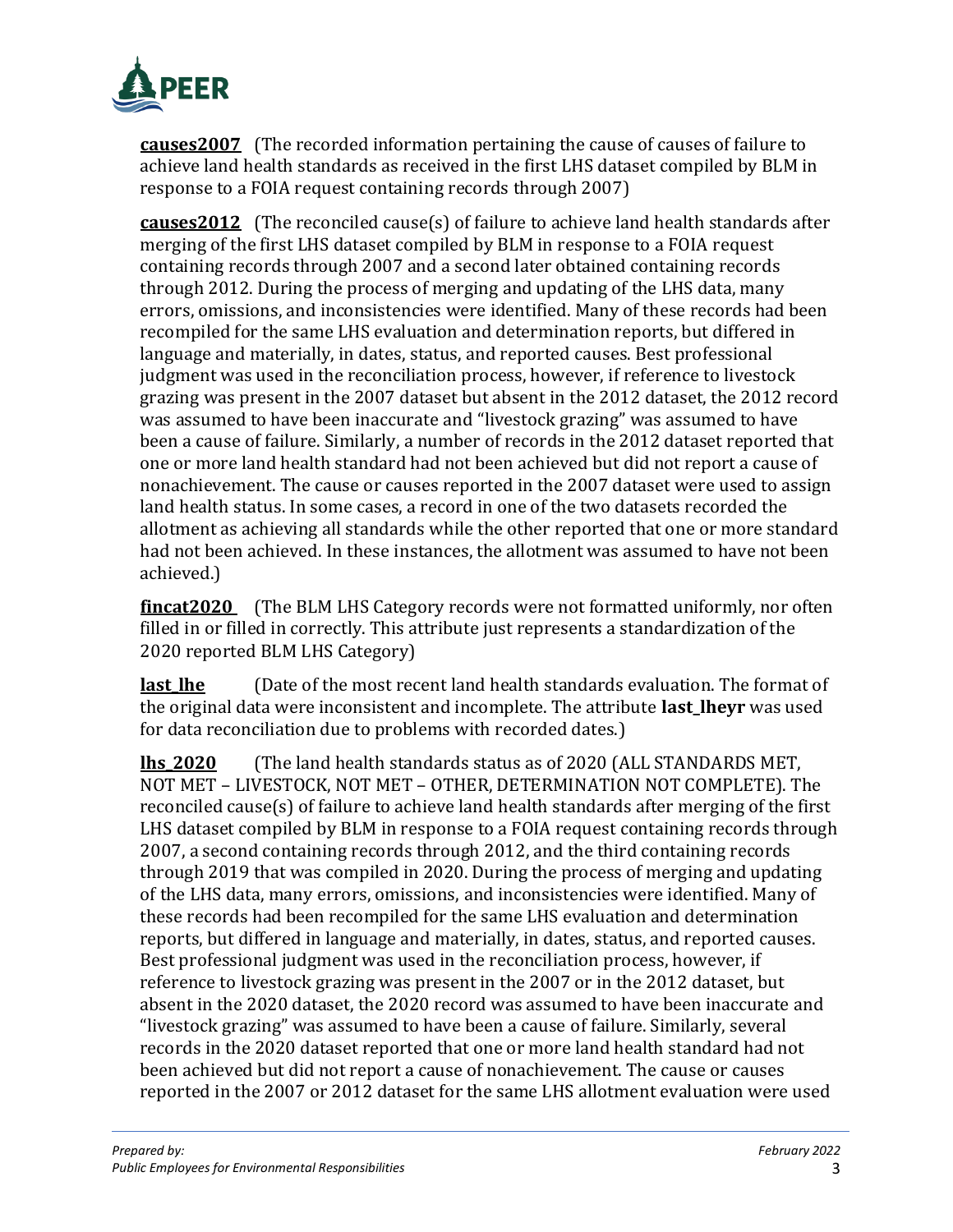**causes2007** (The recorded information pertaining the cause of causes of failure to achieve land health standards as received in the first LHS dataset compiled by BLM in response to a FOIA request containing records through 2007)

**causes2012** (The reconciled cause(s) of failure to achieve land health standards after merging of the first LHS dataset compiled by BLM in response to a FOIA request containing records through 2007 and a second later obtained containing records through 2012. During the process of merging and updating of the LHS data, many errors, omissions, and inconsistencies were identified. Many of these records had been recompiled for the same LHS evaluation and determination reports, but differed in language and materially, in dates, status, and reported causes. Best professional judgment was used in the reconciliation process, however, if reference to livestock grazing was present in the 2007 dataset but absent in the 2012 dataset, the 2012 record was assumed to have been inaccurate and "livestock grazing" was assumed to have been a cause of failure. Similarly, a number of records in the 2012 dataset reported that one or more land health standard had not been achieved but did not report a cause of nonachievement. The cause or causes reported in the 2007 dataset were used to assign land health status. In some cases, a record in one of the two datasets recorded the allotment as achieving all standards while the other reported that one or more standard had not been achieved. In these instances, the allotment was assumed to have not been achieved.)

**fincat2020** (The BLM LHS Category records were not formatted uniformly, nor often filled in or filled in correctly. This attribute just represents a standardization of the 2020 reported BLM LHS Category)

**last_lhe** (Date of the most recent land health standards evaluation. The format of the original data were inconsistent and incomplete. The attribute **last_lheyr** was used for data reconciliation due to problems with recorded dates.)

**lhs_2020** (The land health standards status as of 2020 (ALL STANDARDS MET, NOT MET – LIVESTOCK, NOT MET – OTHER, DETERMINATION NOT COMPLETE). The reconciled cause(s) of failure to achieve land health standards after merging of the first LHS dataset compiled by BLM in response to a FOIA request containing records through 2007, a second containing records through 2012, and the third containing records through 2019 that was compiled in 2020. During the process of merging and updating of the LHS data, many errors, omissions, and inconsistencies were identified. Many of these records had been recompiled for the same LHS evaluation and determination reports, but differed in language and materially, in dates, status, and reported causes. Best professional judgment was used in the reconciliation process, however, if reference to livestock grazing was present in the 2007 or in the 2012 dataset, but absent in the 2020 dataset, the 2020 record was assumed to have been inaccurate and "livestock grazing" was assumed to have been a cause of failure. Similarly, several records in the 2020 dataset reported that one or more land health standard had not been achieved but did not report a cause of nonachievement. The cause or causes reported in the 2007 or 2012 dataset for the same LHS allotment evaluation were used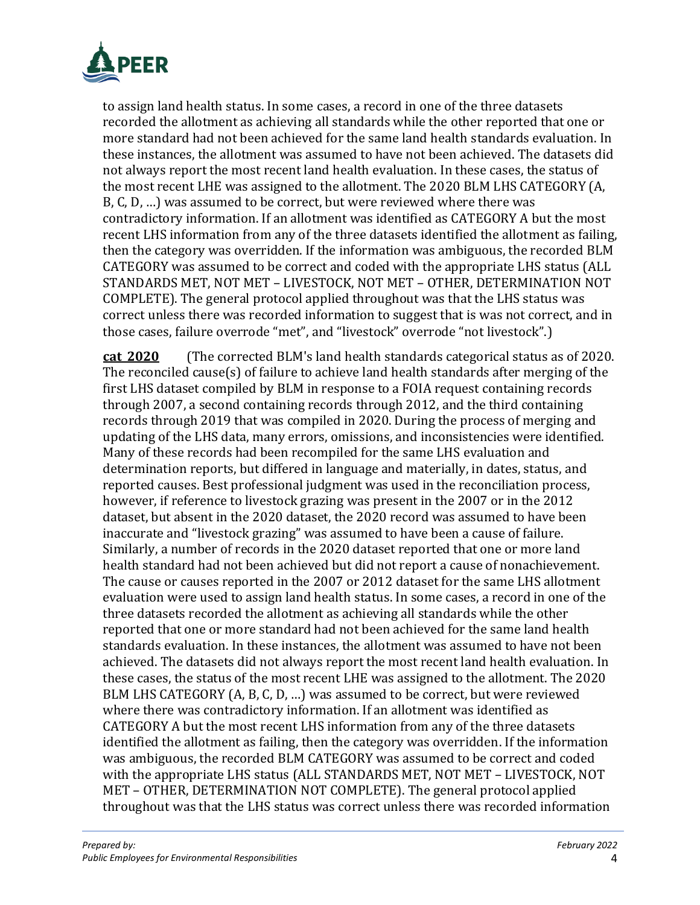to assign land health status. In some cases, a record in one of the three datasets recorded the allotment as achieving all standards while the other reported that one or more standard had not been achieved for the same land health standards evaluation. In these instances, the allotment was assumed to have not been achieved. The datasets did not always report the most recent land health evaluation. In these cases, the status of the most recent LHE was assigned to the allotment. The 2020 BLM LHS CATEGORY (A, B, C, D, …) was assumed to be correct, but were reviewed where there was contradictory information. If an allotment was identified as CATEGORY A but the most recent LHS information from any of the three datasets identified the allotment as failing, then the category was overridden. If the information was ambiguous, the recorded BLM CATEGORY was assumed to be correct and coded with the appropriate LHS status (ALL STANDARDS MET, NOT MET – LIVESTOCK, NOT MET – OTHER, DETERMINATION NOT COMPLETE). The general protocol applied throughout was that the LHS status was correct unless there was recorded information to suggest that is was not correct, and in those cases, failure overrode "met", and "livestock" overrode "not livestock".)

**cat_2020** (The corrected BLM's land health standards categorical status as of 2020. The reconciled cause(s) of failure to achieve land health standards after merging of the first LHS dataset compiled by BLM in response to a FOIA request containing records through 2007, a second containing records through 2012, and the third containing records through 2019 that was compiled in 2020. During the process of merging and updating of the LHS data, many errors, omissions, and inconsistencies were identified. Many of these records had been recompiled for the same LHS evaluation and determination reports, but differed in language and materially, in dates, status, and reported causes. Best professional judgment was used in the reconciliation process, however, if reference to livestock grazing was present in the 2007 or in the 2012 dataset, but absent in the 2020 dataset, the 2020 record was assumed to have been inaccurate and "livestock grazing" was assumed to have been a cause of failure. Similarly, a number of records in the 2020 dataset reported that one or more land health standard had not been achieved but did not report a cause of nonachievement. The cause or causes reported in the 2007 or 2012 dataset for the same LHS allotment evaluation were used to assign land health status. In some cases, a record in one of the three datasets recorded the allotment as achieving all standards while the other reported that one or more standard had not been achieved for the same land health standards evaluation. In these instances, the allotment was assumed to have not been achieved. The datasets did not always report the most recent land health evaluation. In these cases, the status of the most recent LHE was assigned to the allotment. The 2020 BLM LHS CATEGORY (A, B, C, D, …) was assumed to be correct, but were reviewed where there was contradictory information. If an allotment was identified as CATEGORY A but the most recent LHS information from any of the three datasets identified the allotment as failing, then the category was overridden. If the information was ambiguous, the recorded BLM CATEGORY was assumed to be correct and coded with the appropriate LHS status (ALL STANDARDS MET, NOT MET – LIVESTOCK, NOT MET – OTHER, DETERMINATION NOT COMPLETE). The general protocol applied throughout was that the LHS status was correct unless there was recorded information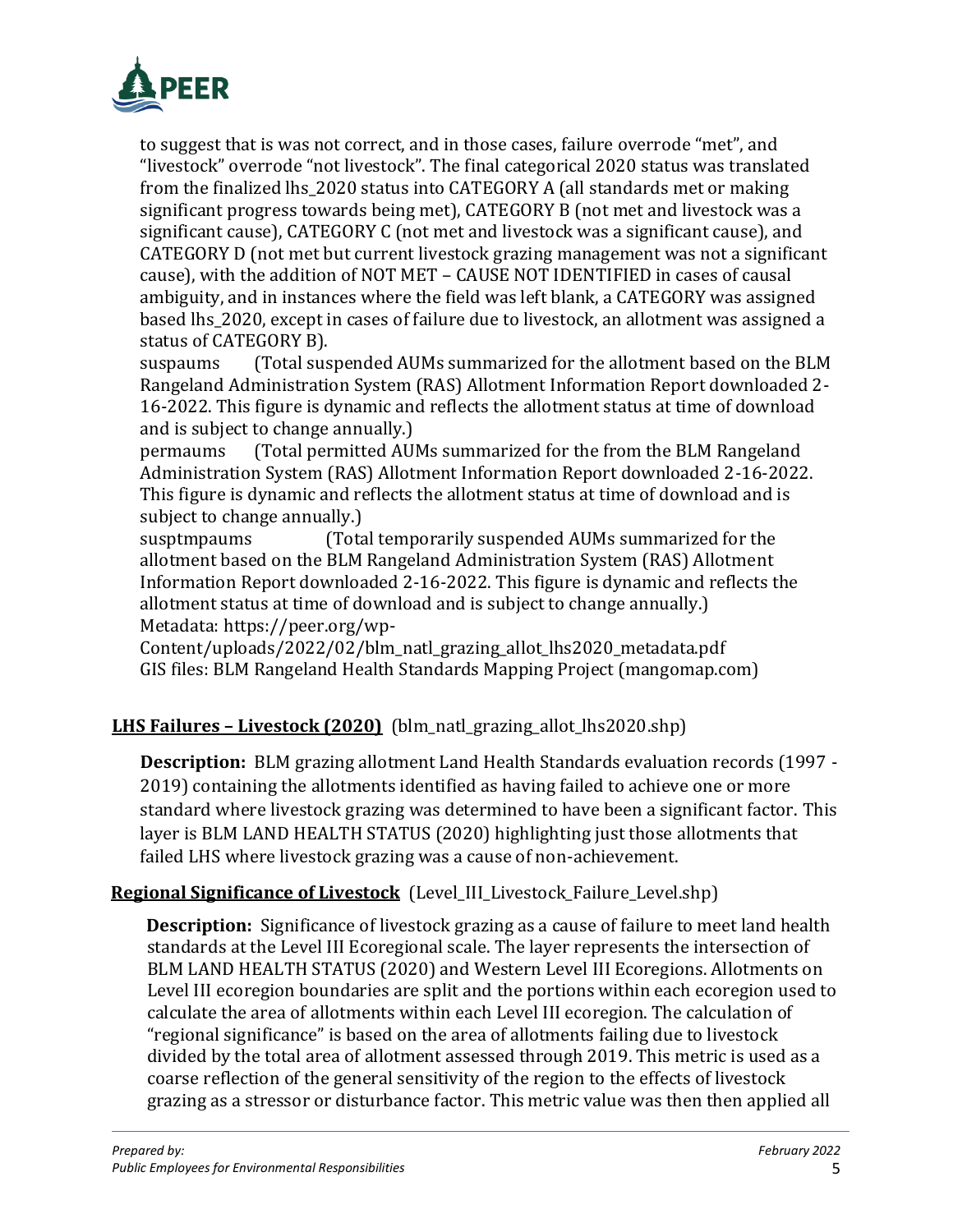to suggest that is was not correct, and in those cases, failure overrode "met", and "livestock" overrode "not livestock". The final categorical 2020 status was translated from the finalized lhs_2020 status into CATEGORY A (all standards met or making significant progress towards being met), CATEGORY B (not met and livestock was a significant cause), CATEGORY C (not met and livestock was a significant cause), and CATEGORY D (not met but current livestock grazing management was not a significant cause), with the addition of NOT MET – CAUSE NOT IDENTIFIED in cases of causal ambiguity, and in instances where the field was left blank, a CATEGORY was assigned based lhs_2020, except in cases of failure due to livestock, an allotment was assigned a status of CATEGORY B).

suspaums (Total suspended AUMs summarized for the allotment based on the BLM Rangeland Administration System (RAS) Allotment Information Report downloaded 2-16-2022. This figure is dynamic and reflects the allotment status at time of download and is subject to change annually.)

permaums (Total permitted AUMs summarized for the from the BLM Rangeland Administration System (RAS) Allotment Information Report downloaded 2-16-2022. This figure is dynamic and reflects the allotment status at time of download and is subject to change annually.)

susptmpaums (Total temporarily suspended AUMs summarized for the allotment based on the BLM Rangeland Administration System (RAS) Allotment Information Report downloaded 2-16-2022. This figure is dynamic and reflects the allotment status at time of download and is subject to change annually.)

Metadata: https://peer.org/wp-Content/uploads/2022/02/blm_natl_grazing_allot_lhs2020_metadata.pdf

GIS files: BLM Rangeland Health Standards Mapping Project (mangomap.com)

## LHS Failures – Livestock (2020) (blm_natl_grazing_allot_lhs2020.shp)

**Description:** BLM grazing allotment Land Health Standards evaluation records (1997 - 2019) containing the allotments identified as having failed to achieve one or more standard where livestock grazing was determined to have been a significant factor. This layer is BLM LAND HEALTH STATUS (2020) highlighting just those allotments that failed LHS where livestock grazing was a cause of non-achievement.

## Regional Significance of Livestock (Level_III_Livestock_Failure_Level.shp)

**Description:** Significance of livestock grazing as a cause of failure to meet land health standards at the Level III Ecoregional scale. The layer represents the intersection of BLM LAND HEALTH STATUS (2020) and Western Level III Ecoregions. Allotments on Level III ecoregion boundaries are split and the portions within each ecoregion used to calculate the area of allotments within each Level III ecoregion. The calculation of "regional significance" is based on the area of allotments failing due to livestock divided by the total area of allotment assessed through 2019. This metric is used as a coarse reflection of the general sensitivity of the region to the effects of livestock grazing as a stressor or disturbance factor. This metric value was then then applied all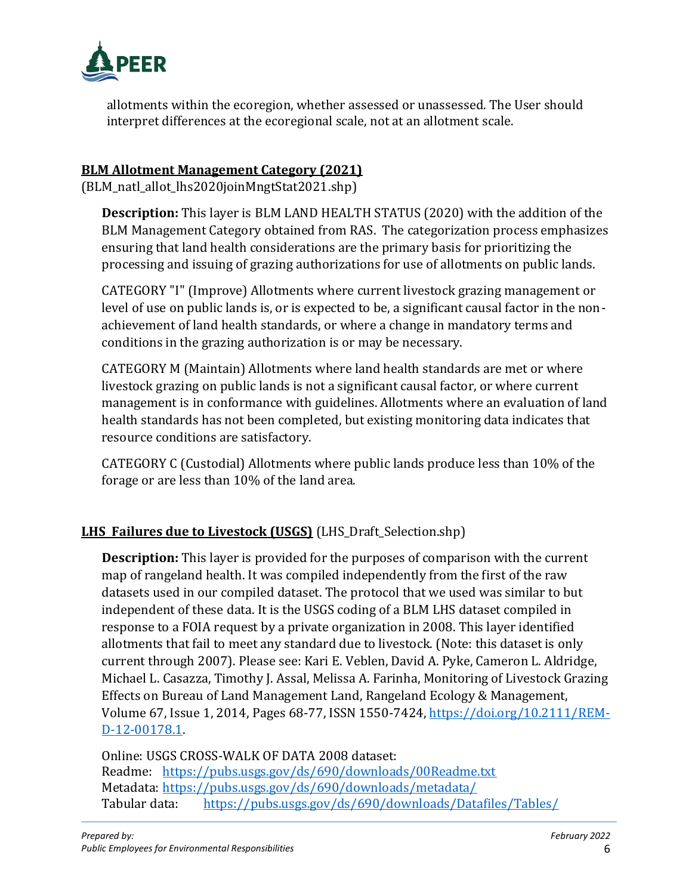allotments within the ecoregion, whether assessed or unassessed. The User should interpret differences at the ecoregional scale, not at an allotment scale.

**BLM Allotment Management Category (2021)**

(BLM_natl_allot_lhs2020joinMngtStat2021.shp)

**Description:** This layer is BLM LAND HEALTH STATUS (2020) with the addition of the BLM Management Category obtained from RAS. The categorization process emphasizes ensuring that land health considerations are the primary basis for prioritizing the processing and issuing of grazing authorizations for use of allotments on public lands.

CATEGORY "I" (Improve) Allotments where current livestock grazing management or level of use on public lands is, or is expected to be, a significant causal factor in the non-achievement of land health standards, or where a change in mandatory terms and conditions in the grazing authorization is or may be necessary.

CATEGORY M (Maintain) Allotments where land health standards are met or where livestock grazing on public lands is not a significant causal factor, or where current management is in conformance with guidelines. Allotments where an evaluation of land health standards has not been completed, but existing monitoring data indicates that resource conditions are satisfactory.

CATEGORY C (Custodial) Allotments where public lands produce less than 10% of the forage or are less than 10% of the land area.

**LHS Failures due to Livestock (USGS)** (LHS_Draft_Selection.shp)

**Description:** This layer is provided for the purposes of comparison with the current map of rangeland health. It was compiled independently from the first of the raw datasets used in our compiled dataset. The protocol that we used was similar to but independent of these data. It is the USGS coding of a BLM LHS dataset compiled in response to a FOIA request by a private organization in 2008. This layer identified allotments that fail to meet any standard due to livestock. (Note: this dataset is only current through 2007). Please see: Kari E. Veblen, David A. Pyke, Cameron L. Aldridge, Michael L. Casazza, Timothy J. Assal, Melissa A. Farinha, Monitoring of Livestock Grazing Effects on Bureau of Land Management Land, Rangeland Ecology & Management, Volume 67, Issue 1, 2014, Pages 68-77, ISSN 1550-7424, [https://doi.org/10.2111/REM-D-12-00178.1](https://doi.org/10.2111/REM-D-12-00178.1).

Online: USGS CROSS-WALK OF DATA 2008 dataset:
Readme: [https://pubs.usgs.gov/ds/690/downloads/00Readme.txt](https://pubs.usgs.gov/ds/690/downloads/00Readme.txt)
Metadata: [https://pubs.usgs.gov/ds/690/downloads/metadata/](https://pubs.usgs.gov/ds/690/downloads/metadata/)
Tabular data: [https://pubs.usgs.gov/ds/690/downloads/Datafiles/Tables/](https://pubs.usgs.gov/ds/690/downloads/Datafiles/Tables/)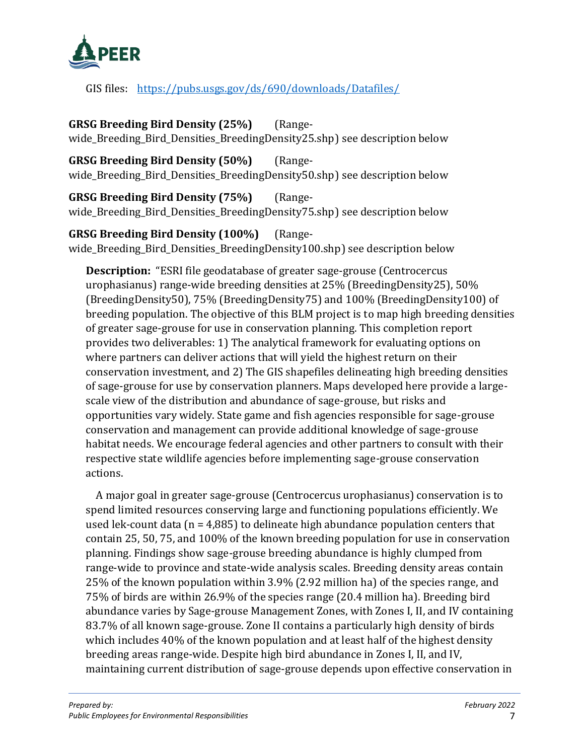GIS files: [https://pubs.usgs.gov/ds/690/downloads/Datafiles/](https://pubs.usgs.gov/ds/690/downloads/Datafiles/)

**GRSG Breeding Bird Density (25%)** (Range-wide_Breeding_Bird_Densities_BreedingDensity25.shp) see description below

**GRSG Breeding Bird Density (50%)** (Range-wide_Breeding_Bird_Densities_BreedingDensity50.shp) see description below

**GRSG Breeding Bird Density (75%)** (Range-wide_Breeding_Bird_Densities_BreedingDensity75.shp) see description below

**GRSG Breeding Bird Density (100%)** (Range-wide_Breeding_Bird_Densities_BreedingDensity100.shp) see description below

> **Description:** "ESRI file geodatabase of greater sage-grouse (Centrocercus urophasianus) range-wide breeding densities at 25% (BreedingDensity25), 50% (BreedingDensity50), 75% (BreedingDensity75) and 100% (BreedingDensity100) of breeding population. The objective of this BLM project is to map high breeding densities of greater sage-grouse for use in conservation planning. This completion report provides two deliverables: 1) The analytical framework for evaluating options on where partners can deliver actions that will yield the highest return on their conservation investment, and 2) The GIS shapefiles delineating high breeding densities of sage-grouse for use by conservation planners. Maps developed here provide a large-scale view of the distribution and abundance of sage-grouse, but risks and opportunities vary widely. State game and fish agencies responsible for sage-grouse conservation and management can provide additional knowledge of sage-grouse habitat needs. We encourage federal agencies and other partners to consult with their respective state wildlife agencies before implementing sage-grouse conservation actions.
>
> A major goal in greater sage-grouse (Centrocercus urophasianus) conservation is to spend limited resources conserving large and functioning populations efficiently. We used lek-count data (n = 4,885) to delineate high abundance population centers that contain 25, 50, 75, and 100% of the known breeding population for use in conservation planning. Findings show sage-grouse breeding abundance is highly clumped from range-wide to province and state-wide analysis scales. Breeding density areas contain 25% of the known population within 3.9% (2.92 million ha) of the species range, and 75% of birds are within 26.9% of the species range (20.4 million ha). Breeding bird abundance varies by Sage-grouse Management Zones, with Zones I, II, and IV containing 83.7% of all known sage-grouse. Zone II contains a particularly high density of birds which includes 40% of the known population and at least half of the highest density breeding areas range-wide. Despite high bird abundance in Zones I, II, and IV, maintaining current distribution of sage-grouse depends upon effective conservation in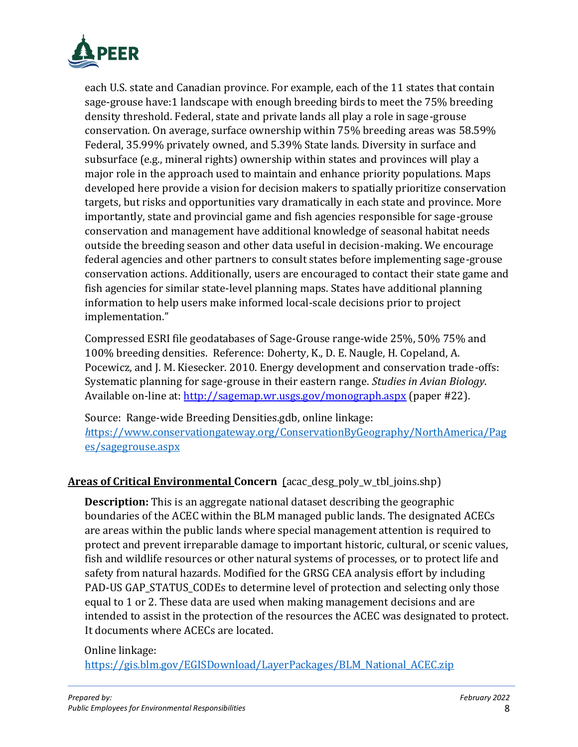each U.S. state and Canadian province. For example, each of the 11 states that contain sage-grouse have:1 landscape with enough breeding birds to meet the 75% breeding density threshold. Federal, state and private lands all play a role in sage-grouse conservation. On average, surface ownership within 75% breeding areas was 58.59% Federal, 35.99% privately owned, and 5.39% State lands. Diversity in surface and subsurface (e.g., mineral rights) ownership within states and provinces will play a major role in the approach used to maintain and enhance priority populations. Maps developed here provide a vision for decision makers to spatially prioritize conservation targets, but risks and opportunities vary dramatically in each state and province. More importantly, state and provincial game and fish agencies responsible for sage-grouse conservation and management have additional knowledge of seasonal habitat needs outside the breeding season and other data useful in decision-making. We encourage federal agencies and other partners to consult states before implementing sage-grouse conservation actions. Additionally, users are encouraged to contact their state game and fish agencies for similar state-level planning maps. States have additional planning information to help users make informed local-scale decisions prior to project implementation."

Compressed ESRI file geodatabases of Sage-Grouse range-wide 25%, 50% 75% and 100% breeding densities. Reference: Doherty, K., D. E. Naugle, H. Copeland, A. Pocewicz, and J. M. Kiesecker. 2010. Energy development and conservation trade-offs: Systematic planning for sage-grouse in their eastern range. *Studies in Avian Biology*. Available on-line at: http://sagemap.wr.usgs.gov/monograph.aspx (paper #22).

Source: Range-wide Breeding Densities.gdb, online linkage: https://www.conservationgateway.org/ConservationByGeography/NorthAmerica/Pages/sagegrouse.aspx

**Areas of Critical Environmental Concern** (acac_desg_poly_w_tbl_joins.shp)

**Description:** This is an aggregate national dataset describing the geographic boundaries of the ACEC within the BLM managed public lands. The designated ACECs are areas within the public lands where special management attention is required to protect and prevent irreparable damage to important historic, cultural, or scenic values, fish and wildlife resources or other natural systems of processes, or to protect life and safety from natural hazards. Modified for the GRSG CEA analysis effort by including PAD-US GAP_STATUS_CODEs to determine level of protection and selecting only those equal to 1 or 2. These data are used when making management decisions and are intended to assist in the protection of the resources the ACEC was designated to protect. It documents where ACECs are located.

Online linkage: https://gis.blm.gov/EGISDownload/LayerPackages/BLM_National_ACEC.zip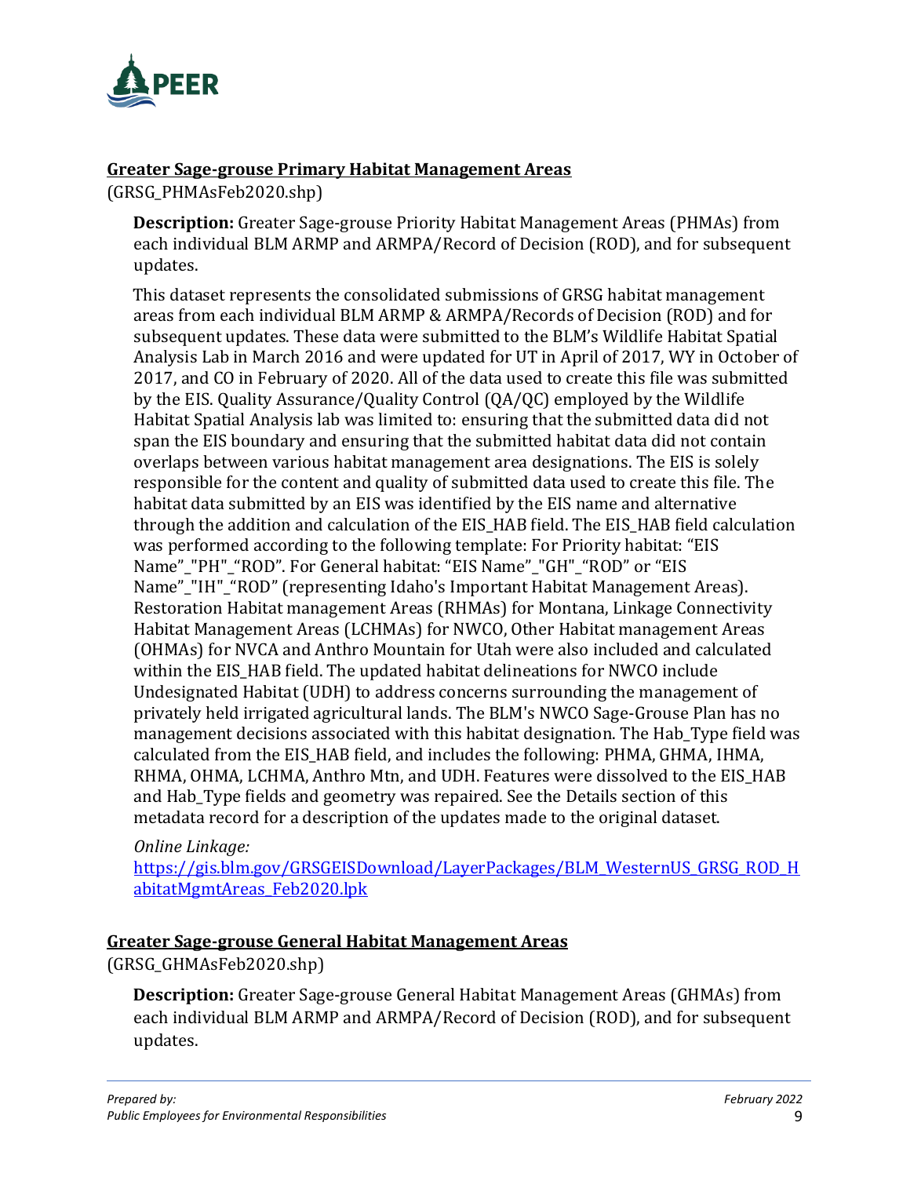**Greater Sage-grouse Primary Habitat Management Areas**

(GRSG_PHMAsFeb2020.shp)

**Description:** Greater Sage-grouse Priority Habitat Management Areas (PHMAs) from each individual BLM ARMP and ARMPA/Record of Decision (ROD), and for subsequent updates.

This dataset represents the consolidated submissions of GRSG habitat management areas from each individual BLM ARMP & ARMPA/Records of Decision (ROD) and for subsequent updates. These data were submitted to the BLM's Wildlife Habitat Spatial Analysis Lab in March 2016 and were updated for UT in April of 2017, WY in October of 2017, and CO in February of 2020. All of the data used to create this file was submitted by the EIS. Quality Assurance/Quality Control (QA/QC) employed by the Wildlife Habitat Spatial Analysis lab was limited to: ensuring that the submitted data did not span the EIS boundary and ensuring that the submitted habitat data did not contain overlaps between various habitat management area designations. The EIS is solely responsible for the content and quality of submitted data used to create this file. The habitat data submitted by an EIS was identified by the EIS name and alternative through the addition and calculation of the EIS_HAB field. The EIS_HAB field calculation was performed according to the following template: For Priority habitat: "EIS Name"_"PH"_"ROD". For General habitat: "EIS Name"_"GH"_"ROD" or "EIS Name"_"IH"_"ROD" (representing Idaho's Important Habitat Management Areas). Restoration Habitat management Areas (RHMAs) for Montana, Linkage Connectivity Habitat Management Areas (LCHMAs) for NWCO, Other Habitat management Areas (OHMAs) for NVCA and Anthro Mountain for Utah were also included and calculated within the EIS_HAB field. The updated habitat delineations for NWCO include Undesignated Habitat (UDH) to address concerns surrounding the management of privately held irrigated agricultural lands. The BLM's NWCO Sage-Grouse Plan has no management decisions associated with this habitat designation. The Hab_Type field was calculated from the EIS_HAB field, and includes the following: PHMA, GHMA, IHMA, RHMA, OHMA, LCHMA, Anthro Mtn, and UDH. Features were dissolved to the EIS_HAB and Hab_Type fields and geometry was repaired. See the Details section of this metadata record for a description of the updates made to the original dataset.

*Online Linkage:*
[https://gis.blm.gov/GRSGEISDownload/LayerPackages/BLM_WesternUS_GRSG_ROD_HabitatMgmtAreas_Feb2020.lpk](https://gis.blm.gov/GRSGEISDownload/LayerPackages/BLM_WesternUS_GRSG_ROD_HabitatMgmtAreas_Feb2020.lpk)

**Greater Sage-grouse General Habitat Management Areas**

(GRSG_GHMAsFeb2020.shp)

**Description:** Greater Sage-grouse General Habitat Management Areas (GHMAs) from each individual BLM ARMP and ARMPA/Record of Decision (ROD), and for subsequent updates.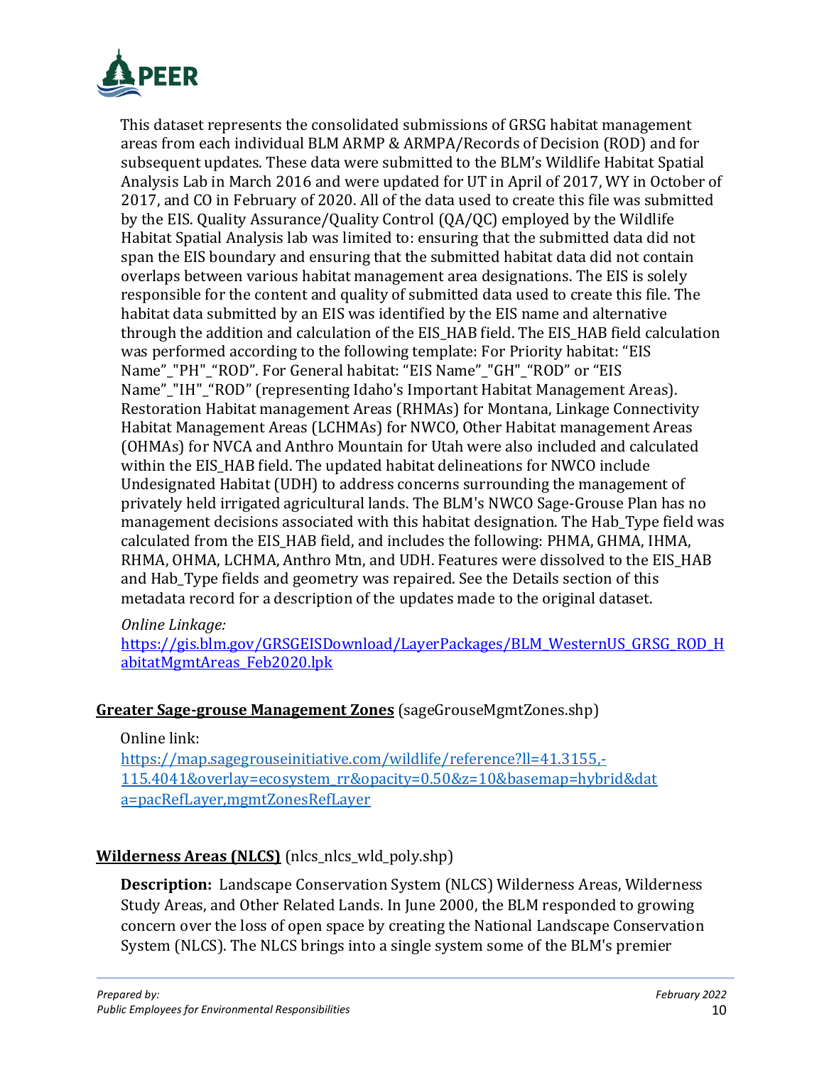This dataset represents the consolidated submissions of GRSG habitat management areas from each individual BLM ARMP & ARMPA/Records of Decision (ROD) and for subsequent updates. These data were submitted to the BLM's Wildlife Habitat Spatial Analysis Lab in March 2016 and were updated for UT in April of 2017, WY in October of 2017, and CO in February of 2020. All of the data used to create this file was submitted by the EIS. Quality Assurance/Quality Control (QA/QC) employed by the Wildlife Habitat Spatial Analysis lab was limited to: ensuring that the submitted data did not span the EIS boundary and ensuring that the submitted habitat data did not contain overlaps between various habitat management area designations. The EIS is solely responsible for the content and quality of submitted data used to create this file. The habitat data submitted by an EIS was identified by the EIS name and alternative through the addition and calculation of the EIS_HAB field. The EIS_HAB field calculation was performed according to the following template: For Priority habitat: "EIS Name"_"PH"_"ROD". For General habitat: "EIS Name"_"GH"_"ROD" or "EIS Name"_"IH"_"ROD" (representing Idaho's Important Habitat Management Areas). Restoration Habitat management Areas (RHMAs) for Montana, Linkage Connectivity Habitat Management Areas (LCHMAs) for NWCO, Other Habitat management Areas (OHMAs) for NVCA and Anthro Mountain for Utah were also included and calculated within the EIS_HAB field. The updated habitat delineations for NWCO include Undesignated Habitat (UDH) to address concerns surrounding the management of privately held irrigated agricultural lands. The BLM's NWCO Sage-Grouse Plan has no management decisions associated with this habitat designation. The Hab_Type field was calculated from the EIS_HAB field, and includes the following: PHMA, GHMA, IHMA, RHMA, OHMA, LCHMA, Anthro Mtn, and UDH. Features were dissolved to the EIS_HAB and Hab_Type fields and geometry was repaired. See the Details section of this metadata record for a description of the updates made to the original dataset.

*Online Linkage:*
https://gis.blm.gov/GRSGEISDownload/LayerPackages/BLM_WesternUS_GRSG_ROD_HabitatMgmtAreas_Feb2020.lpk

**Greater Sage-grouse Management Zones** (sageGrouseMgmtZones.shp)

Online link:
https://map.sagegrouseinitiative.com/wildlife/reference?ll=41.3155,-115.4041&overlay=ecosystem_rr&opacity=0.50&z=10&basemap=hybrid&data=pacRefLayer,mgmtZonesRefLayer

**Wilderness Areas (NLCS)** (nlcs_nlcs_wld_poly.shp)

**Description:** Landscape Conservation System (NLCS) Wilderness Areas, Wilderness Study Areas, and Other Related Lands. In June 2000, the BLM responded to growing concern over the loss of open space by creating the National Landscape Conservation System (NLCS). The NLCS brings into a single system some of the BLM's premier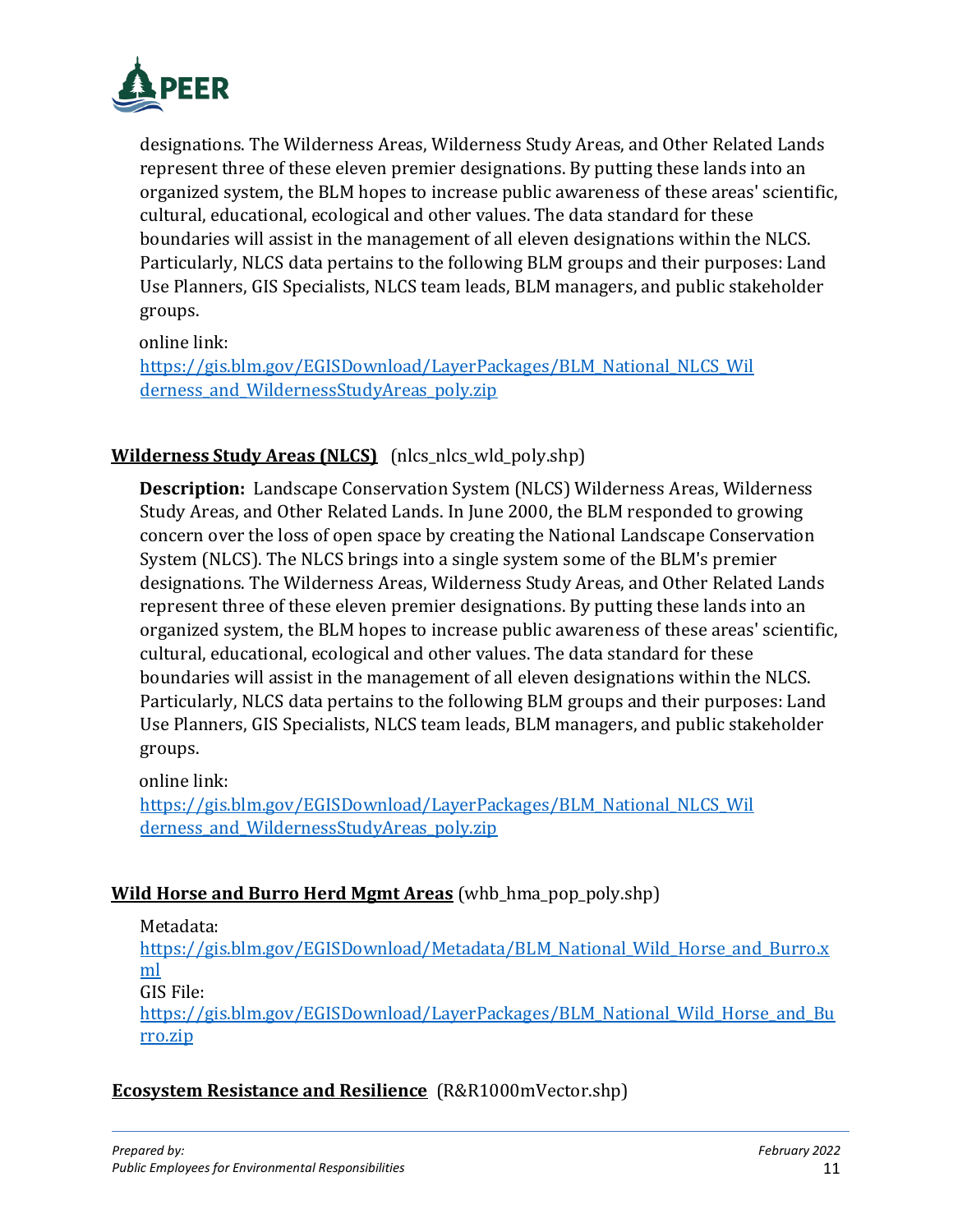designations. The Wilderness Areas, Wilderness Study Areas, and Other Related Lands represent three of these eleven premier designations. By putting these lands into an organized system, the BLM hopes to increase public awareness of these areas' scientific, cultural, educational, ecological and other values. The data standard for these boundaries will assist in the management of all eleven designations within the NLCS. Particularly, NLCS data pertains to the following BLM groups and their purposes: Land Use Planners, GIS Specialists, NLCS team leads, BLM managers, and public stakeholder groups.

online link:
https://gis.blm.gov/EGISDownload/LayerPackages/BLM_National_NLCS_Wilderness_and_WildernessStudyAreas_poly.zip

**Wilderness Study Areas (NLCS)** (nlcs_nlcs_wld_poly.shp)

**Description:** Landscape Conservation System (NLCS) Wilderness Areas, Wilderness Study Areas, and Other Related Lands. In June 2000, the BLM responded to growing concern over the loss of open space by creating the National Landscape Conservation System (NLCS). The NLCS brings into a single system some of the BLM's premier designations. The Wilderness Areas, Wilderness Study Areas, and Other Related Lands represent three of these eleven premier designations. By putting these lands into an organized system, the BLM hopes to increase public awareness of these areas' scientific, cultural, educational, ecological and other values. The data standard for these boundaries will assist in the management of all eleven designations within the NLCS. Particularly, NLCS data pertains to the following BLM groups and their purposes: Land Use Planners, GIS Specialists, NLCS team leads, BLM managers, and public stakeholder groups.

online link:
https://gis.blm.gov/EGISDownload/LayerPackages/BLM_National_NLCS_Wilderness_and_WildernessStudyAreas_poly.zip

**Wild Horse and Burro Herd Mgmt Areas** (whb_hma_pop_poly.shp)

Metadata:
https://gis.blm.gov/EGISDownload/Metadata/BLM_National_Wild_Horse_and_Burro.xml
GIS File:
https://gis.blm.gov/EGISDownload/LayerPackages/BLM_National_Wild_Horse_and_Burro.zip

**Ecosystem Resistance and Resilience** (R&R1000mVector.shp)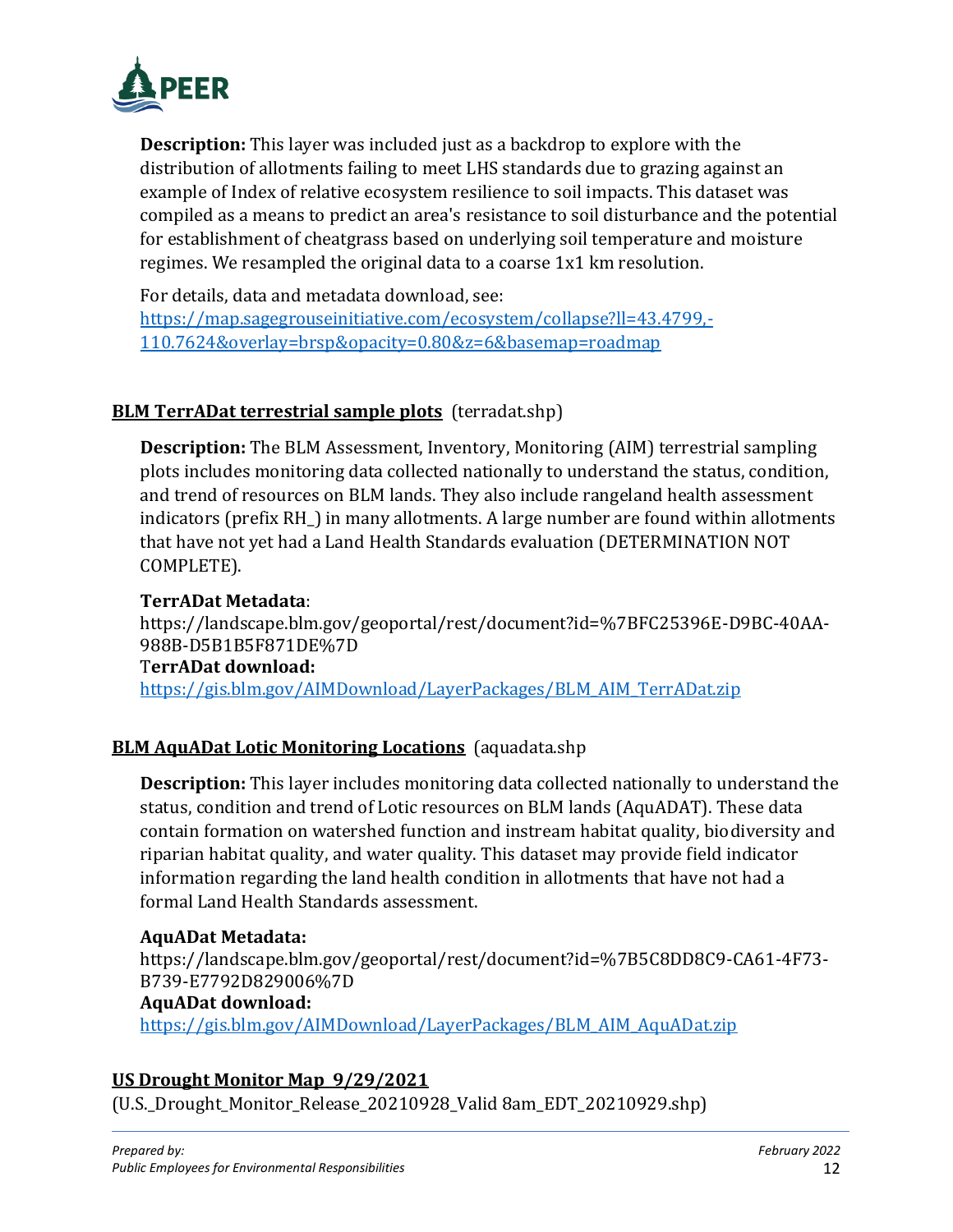**Description:** This layer was included just as a backdrop to explore with the distribution of allotments failing to meet LHS standards due to grazing against an example of Index of relative ecosystem resilience to soil impacts. This dataset was compiled as a means to predict an area's resistance to soil disturbance and the potential for establishment of cheatgrass based on underlying soil temperature and moisture regimes. We resampled the original data to a coarse 1x1 km resolution.

For details, data and metadata download, see: https://map.sagegrouseinitiative.com/ecosystem/collapse?ll=43.4799,-110.7624&overlay=brsp&opacity=0.80&z=6&basemap=roadmap

**BLM TerrADat terrestrial sample plots** (terradat.shp)

**Description:** The BLM Assessment, Inventory, Monitoring (AIM) terrestrial sampling plots includes monitoring data collected nationally to understand the status, condition, and trend of resources on BLM lands. They also include rangeland health assessment indicators (prefix RH_) in many allotments. A large number are found within allotments that have not yet had a Land Health Standards evaluation (DETERMINATION NOT COMPLETE).

**TerrADat Metadata**:
https://landscape.blm.gov/geoportal/rest/document?id=%7BFC25396E-D9BC-40AA-988B-D5B1B5F871DE%7D
T**errADat download:**
https://gis.blm.gov/AIMDownload/LayerPackages/BLM_AIM_TerrADat.zip

**BLM AquADat Lotic Monitoring Locations** (aquadata.shp

**Description:** This layer includes monitoring data collected nationally to understand the status, condition and trend of Lotic resources on BLM lands (AquADAT). These data contain formation on watershed function and instream habitat quality, biodiversity and riparian habitat quality, and water quality. This dataset may provide field indicator information regarding the land health condition in allotments that have not had a formal Land Health Standards assessment.

**AquADat Metadata:**
https://landscape.blm.gov/geoportal/rest/document?id=%7B5C8DD8C9-CA61-4F73-B739-E7792D829006%7D
**AquADat download:**
https://gis.blm.gov/AIMDownload/LayerPackages/BLM_AIM_AquADat.zip

**US Drought Monitor Map 9/29/2021**
(U.S._Drought_Monitor_Release_20210928_Valid 8am_EDT_20210929.shp)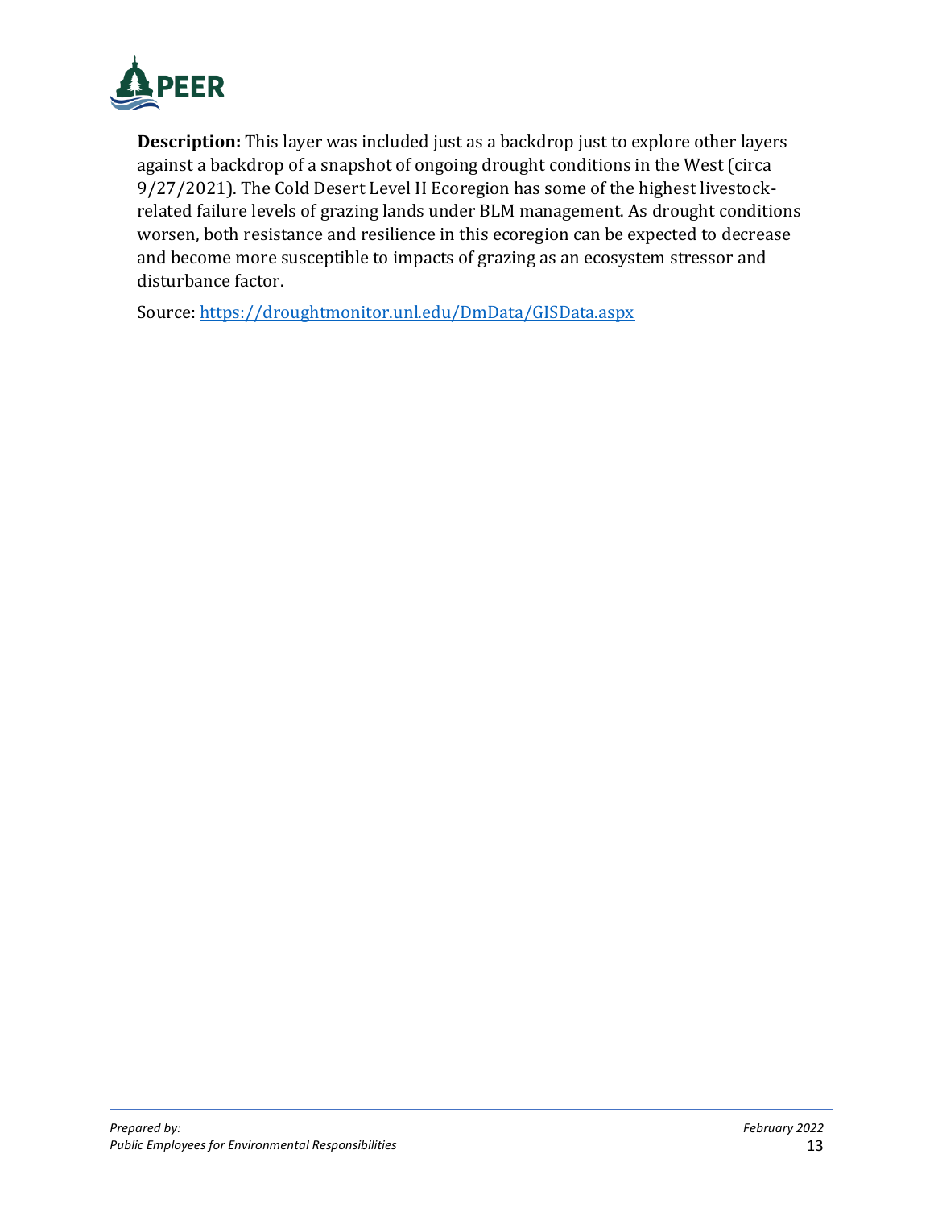**Description:** This layer was included just as a backdrop just to explore other layers against a backdrop of a snapshot of ongoing drought conditions in the West (circa 9/27/2021). The Cold Desert Level II Ecoregion has some of the highest livestock-related failure levels of grazing lands under BLM management. As drought conditions worsen, both resistance and resilience in this ecoregion can be expected to decrease and become more susceptible to impacts of grazing as an ecosystem stressor and disturbance factor.

Source: https://droughtmonitor.unl.edu/DmData/GISData.aspx